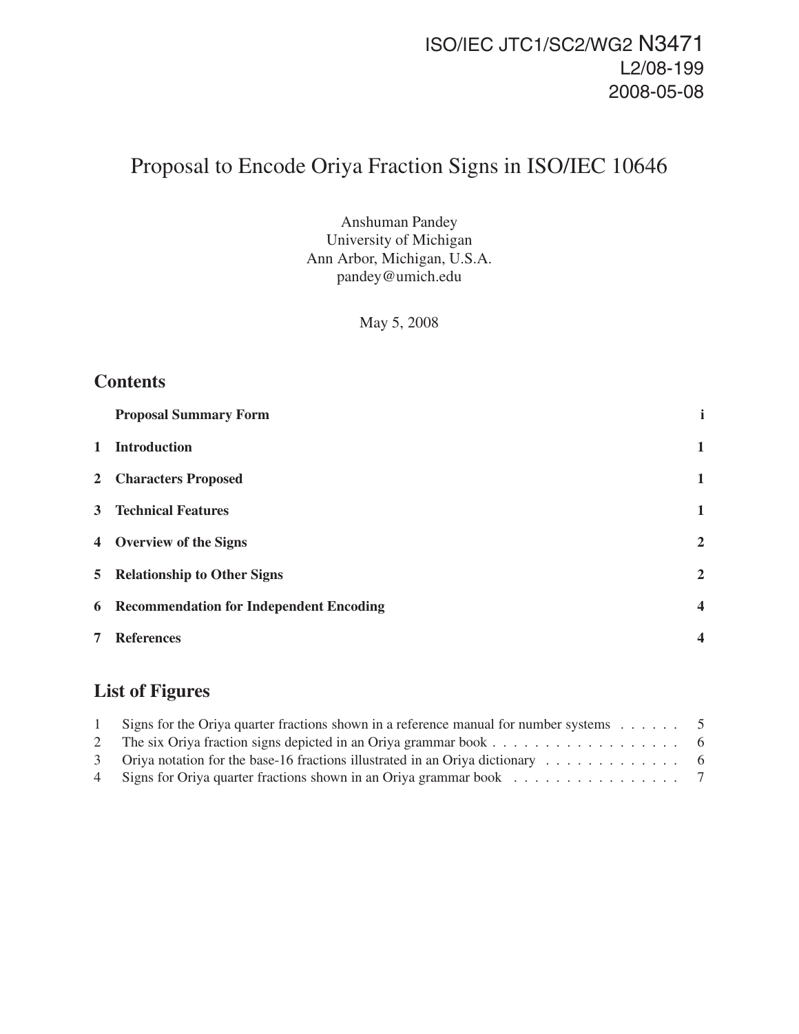ISO/IEC JTC1/SC2/WG2 N3471
L2/08-199
2008-05-08

# Proposal to Encode Oriya Fraction Signs in ISO/IEC 10646

Anshuman Pandey
University of Michigan
Ann Arbor, Michigan, U.S.A.
pandey@umich.edu

May 5, 2008

## Contents

| | | |
|---|---|---|
| | **Proposal Summary Form** | **i** |
| **1** | **Introduction** | **1** |
| **2** | **Characters Proposed** | **1** |
| **3** | **Technical Features** | **1** |
| **4** | **Overview of the Signs** | **2** |
| **5** | **Relationship to Other Signs** | **2** |
| **6** | **Recommendation for Independent Encoding** | **4** |
| **7** | **References** | **4** |

## List of Figures

| | | |
|---|---|---|
| 1 | Signs for the Oriya quarter fractions shown in a reference manual for number systems | 5 |
| 2 | The six Oriya fraction signs depicted in an Oriya grammar book | 6 |
| 3 | Oriya notation for the base-16 fractions illustrated in an Oriya dictionary | 6 |
| 4 | Signs for Oriya quarter fractions shown in an Oriya grammar book | 7 |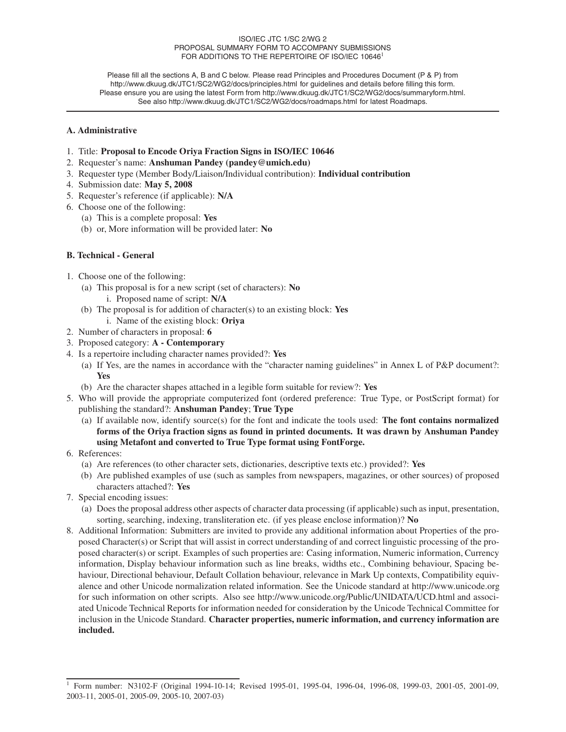ISO/IEC JTC 1/SC 2/WG 2
PROPOSAL SUMMARY FORM TO ACCOMPANY SUBMISSIONS
FOR ADDITIONS TO THE REPERTOIRE OF ISO/IEC 10646[1]

Please fill all the sections A, B and C below. Please read Principles and Procedures Document (P & P) from http://www.dkuug.dk/JTC1/SC2/WG2/docs/principles.html for guidelines and details before filling this form.
Please ensure you are using the latest Form from http://www.dkuug.dk/JTC1/SC2/WG2/docs/summaryform.html.
See also http://www.dkuug.dk/JTC1/SC2/WG2/docs/roadmaps.html for latest Roadmaps.

---

### A. Administrative

1. Title: **Proposal to Encode Oriya Fraction Signs in ISO/IEC 10646**
2. Requester's name: **Anshuman Pandey (pandey@umich.edu)**
3. Requester type (Member Body/Liaison/Individual contribution): **Individual contribution**
4. Submission date: **May 5, 2008**
5. Requester's reference (if applicable): **N/A**
6. Choose one of the following:
   (a) This is a complete proposal: **Yes**
   (b) or, More information will be provided later: **No**

### B. Technical - General

1. Choose one of the following:
   (a) This proposal is for a new script (set of characters): **No**
      i. Proposed name of script: **N/A**
   (b) The proposal is for addition of character(s) to an existing block: **Yes**
      i. Name of the existing block: **Oriya**
2. Number of characters in proposal: **6**
3. Proposed category: **A - Contemporary**
4. Is a repertoire including character names provided?: **Yes**
   (a) If Yes, are the names in accordance with the "character naming guidelines" in Annex L of P&P document?: **Yes**
   (b) Are the character shapes attached in a legible form suitable for review?: **Yes**
5. Who will provide the appropriate computerized font (ordered preference: True Type, or PostScript format) for publishing the standard?: **Anshuman Pandey**; **True Type**
   (a) If available now, identify source(s) for the font and indicate the tools used: **The font contains normalized forms of the Oriya fraction signs as found in printed documents. It was drawn by Anshuman Pandey using Metafont and converted to True Type format using FontForge.**
6. References:
   (a) Are references (to other character sets, dictionaries, descriptive texts etc.) provided?: **Yes**
   (b) Are published examples of use (such as samples from newspapers, magazines, or other sources) of proposed characters attached?: **Yes**
7. Special encoding issues:
   (a) Does the proposal address other aspects of character data processing (if applicable) such as input, presentation, sorting, searching, indexing, transliteration etc. (if yes please enclose information)? **No**
8. Additional Information: Submitters are invited to provide any additional information about Properties of the proposed Character(s) or Script that will assist in correct understanding of and correct linguistic processing of the proposed character(s) or script. Examples of such properties are: Casing information, Numeric information, Currency information, Display behaviour information such as line breaks, widths etc., Combining behaviour, Spacing behaviour, Directional behaviour, Default Collation behaviour, relevance in Mark Up contexts, Compatibility equivalence and other Unicode normalization related information. See the Unicode standard at http://www.unicode.org for such information on other scripts. Also see http://www.unicode.org/Public/UNIDATA/UCD.html and associated Unicode Technical Reports for information needed for consideration by the Unicode Technical Committee for inclusion in the Unicode Standard. **Character properties, numeric information, and currency information are included.**

---

[1] Form number: N3102-F (Original 1994-10-14; Revised 1995-01, 1995-04, 1996-04, 1996-08, 1999-03, 2001-05, 2001-09, 2003-11, 2005-01, 2005-09, 2005-10, 2007-03)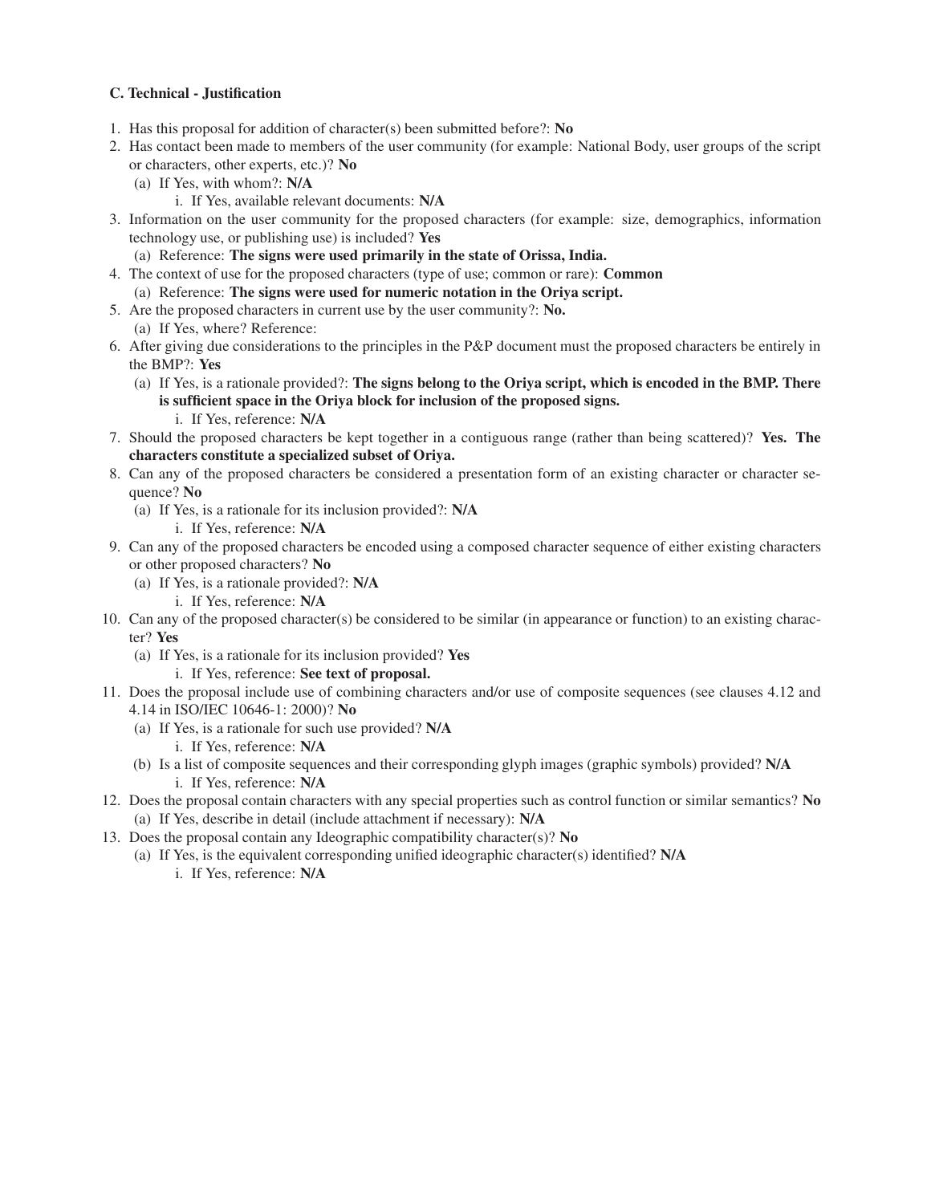**C. Technical - Justification**

1. Has this proposal for addition of character(s) been submitted before?: **No**
2. Has contact been made to members of the user community (for example: National Body, user groups of the script or characters, other experts, etc.)? **No**
   (a) If Yes, with whom?: **N/A**
      i. If Yes, available relevant documents: **N/A**
3. Information on the user community for the proposed characters (for example: size, demographics, information technology use, or publishing use) is included? **Yes**
   (a) Reference: **The signs were used primarily in the state of Orissa, India.**
4. The context of use for the proposed characters (type of use; common or rare): **Common**
   (a) Reference: **The signs were used for numeric notation in the Oriya script.**
5. Are the proposed characters in current use by the user community?: **No.**
   (a) If Yes, where? Reference:
6. After giving due considerations to the principles in the P&P document must the proposed characters be entirely in the BMP?: **Yes**
   (a) If Yes, is a rationale provided?: **The signs belong to the Oriya script, which is encoded in the BMP. There is sufficient space in the Oriya block for inclusion of the proposed signs.**
      i. If Yes, reference: **N/A**
7. Should the proposed characters be kept together in a contiguous range (rather than being scattered)? **Yes. The characters constitute a specialized subset of Oriya.**
8. Can any of the proposed characters be considered a presentation form of an existing character or character sequence? **No**
   (a) If Yes, is a rationale for its inclusion provided?: **N/A**
      i. If Yes, reference: **N/A**
9. Can any of the proposed characters be encoded using a composed character sequence of either existing characters or other proposed characters? **No**
   (a) If Yes, is a rationale provided?: **N/A**
      i. If Yes, reference: **N/A**
10. Can any of the proposed character(s) be considered to be similar (in appearance or function) to an existing character? **Yes**
    (a) If Yes, is a rationale for its inclusion provided? **Yes**
       i. If Yes, reference: **See text of proposal.**
11. Does the proposal include use of combining characters and/or use of composite sequences (see clauses 4.12 and 4.14 in ISO/IEC 10646-1: 2000)? **No**
    (a) If Yes, is a rationale for such use provided? **N/A**
       i. If Yes, reference: **N/A**
    (b) Is a list of composite sequences and their corresponding glyph images (graphic symbols) provided? **N/A**
       i. If Yes, reference: **N/A**
12. Does the proposal contain characters with any special properties such as control function or similar semantics? **No**
    (a) If Yes, describe in detail (include attachment if necessary): **N/A**
13. Does the proposal contain any Ideographic compatibility character(s)? **No**
    (a) If Yes, is the equivalent corresponding unified ideographic character(s) identified? **N/A**
       i. If Yes, reference: **N/A**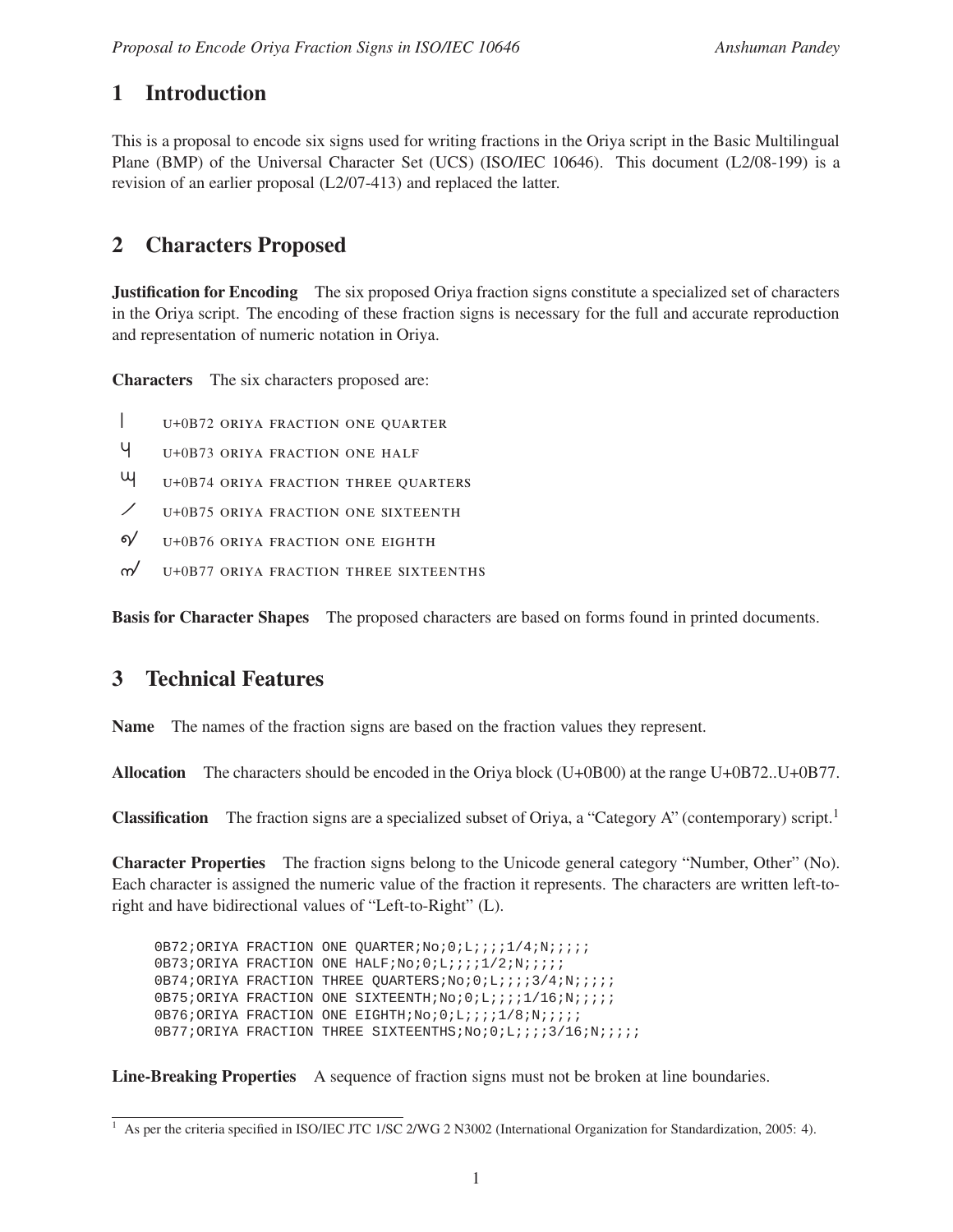# 1 Introduction

This is a proposal to encode six signs used for writing fractions in the Oriya script in the Basic Multilingual Plane (BMP) of the Universal Character Set (UCS) (ISO/IEC 10646). This document (L2/08-199) is a revision of an earlier proposal (L2/07-413) and replaced the latter.

# 2 Characters Proposed

**Justification for Encoding** The six proposed Oriya fraction signs constitute a specialized set of characters in the Oriya script. The encoding of these fraction signs is necessary for the full and accurate reproduction and representation of numeric notation in Oriya.

**Characters** The six characters proposed are:

- ୲ U+0B72 ORIYA FRACTION ONE QUARTER
- ୳ U+0B73 ORIYA FRACTION ONE HALF
- ୴ U+0B74 ORIYA FRACTION THREE QUARTERS
- ୵ U+0B75 ORIYA FRACTION ONE SIXTEENTH
- ୶ U+0B76 ORIYA FRACTION ONE EIGHTH
- ୷ U+0B77 ORIYA FRACTION THREE SIXTEENTHS

**Basis for Character Shapes** The proposed characters are based on forms found in printed documents.

# 3 Technical Features

**Name** The names of the fraction signs are based on the fraction values they represent.

**Allocation** The characters should be encoded in the Oriya block (U+0B00) at the range U+0B72..U+0B77.

**Classification** The fraction signs are a specialized subset of Oriya, a "Category A" (contemporary) script.[1]

**Character Properties** The fraction signs belong to the Unicode general category "Number, Other" (No). Each character is assigned the numeric value of the fraction it represents. The characters are written left-to-right and have bidirectional values of "Left-to-Right" (L).

```
0B72;ORIYA FRACTION ONE QUARTER;No;0;L;;;;1/4;N;;;;;
0B73;ORIYA FRACTION ONE HALF;No;0;L;;;;1/2;N;;;;;
0B74;ORIYA FRACTION THREE QUARTERS;No;0;L;;;;3/4;N;;;;;
0B75;ORIYA FRACTION ONE SIXTEENTH;No;0;L;;;;1/16;N;;;;;
0B76;ORIYA FRACTION ONE EIGHTH;No;0;L;;;;1/8;N;;;;;
0B77;ORIYA FRACTION THREE SIXTEENTHS;No;0;L;;;;3/16;N;;;;;
```

**Line-Breaking Properties** A sequence of fraction signs must not be broken at line boundaries.

[1] As per the criteria specified in ISO/IEC JTC 1/SC 2/WG 2 N3002 (International Organization for Standardization, 2005: 4).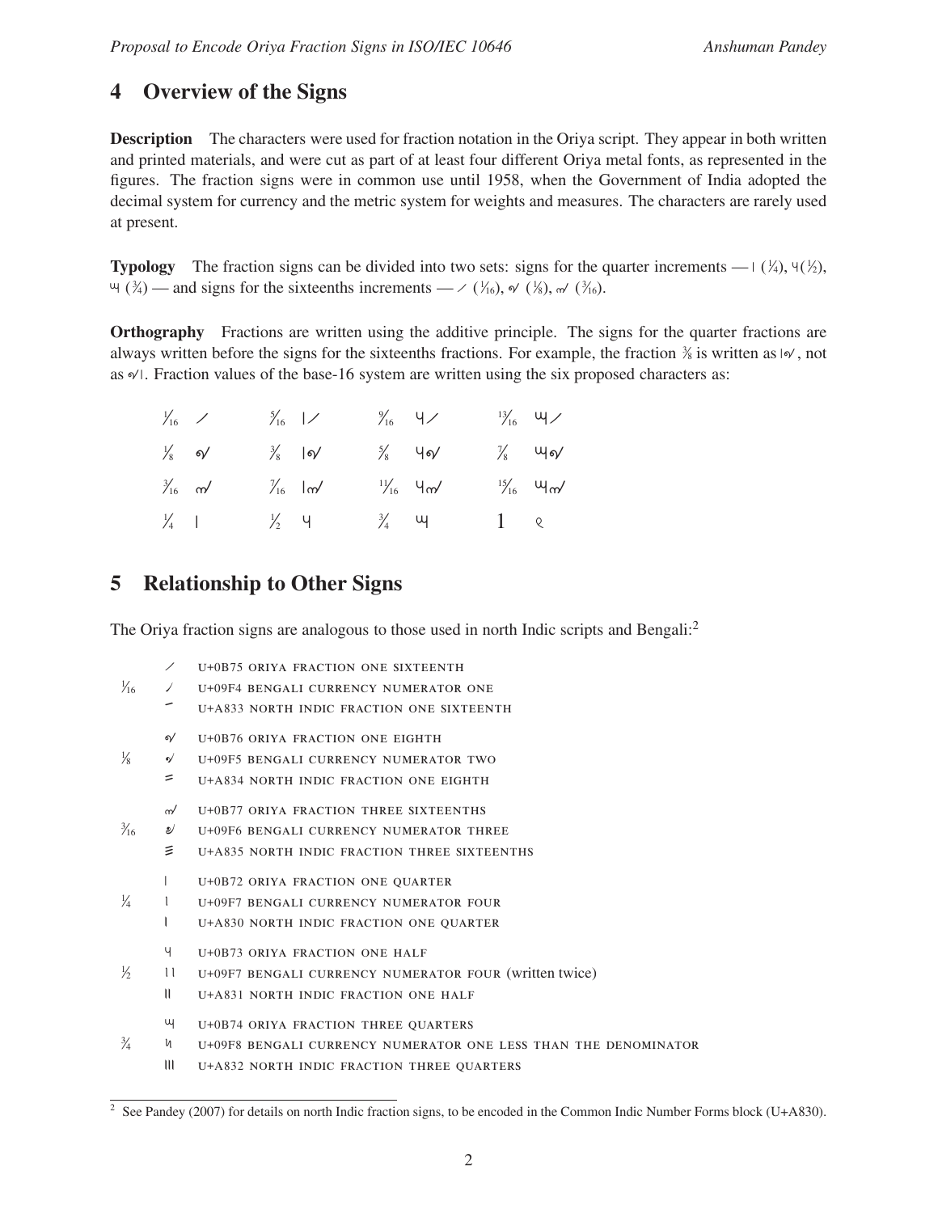## 4 Overview of the Signs

**Description** The characters were used for fraction notation in the Oriya script. They appear in both written and printed materials, and were cut as part of at least four different Oriya metal fonts, as represented in the figures. The fraction signs were in common use until 1958, when the Government of India adopted the decimal system for currency and the metric system for weights and measures. The characters are rarely used at present.

**Typology** The fraction signs can be divided into two sets: signs for the quarter increments — ୲ (¼), ୳(½), ୴ (¾) — and signs for the sixteenths increments — ୵ (1⁄16), ୶ (⅛), ୷ (3⁄16).

**Orthography** Fractions are written using the additive principle. The signs for the quarter fractions are always written before the signs for the sixteenths fractions. For example, the fraction ⅜ is written as ୲୶, not as ୶୲. Fraction values of the base-16 system are written using the six proposed characters as:

| | | | | | | | |
|---|---|---|---|---|---|---|---|
| 1⁄16 | ୵ | 5⁄16 | ୲୵ | 9⁄16 | ୳୵ | 13⁄16 | ୴୵ |
| ⅛ | ୶ | ⅜ | ୲୶ | ⅝ | ୳୶ | ⅞ | ୴୶ |
| 3⁄16 | ୷ | 7⁄16 | ୲୷ | 11⁄16 | ୳୷ | 15⁄16 | ୴୷ |
| ¼ | ୲ | ½ | ୳ | ¾ | ୴ | 1 | ୧ |

## 5 Relationship to Other Signs

The Oriya fraction signs are analogous to those used in north Indic scripts and Bengali:[2]

| | | |
|---|---|---|
| 1⁄16 | ୵ | U+0B75 ORIYA FRACTION ONE SIXTEENTH |
| | ৴ | U+09F4 BENGALI CURRENCY NUMERATOR ONE |
| | ꠳ | U+A833 NORTH INDIC FRACTION ONE SIXTEENTH |
| ⅛ | ୶ | U+0B76 ORIYA FRACTION ONE EIGHTH |
| | ৵ | U+09F5 BENGALI CURRENCY NUMERATOR TWO |
| | ꠴ | U+A834 NORTH INDIC FRACTION ONE EIGHTH |
| 3⁄16 | ୷ | U+0B77 ORIYA FRACTION THREE SIXTEENTHS |
| | ৶ | U+09F6 BENGALI CURRENCY NUMERATOR THREE |
| | ꠵ | U+A835 NORTH INDIC FRACTION THREE SIXTEENTHS |
| ¼ | ୲ | U+0B72 ORIYA FRACTION ONE QUARTER |
| | ৷ | U+09F7 BENGALI CURRENCY NUMERATOR FOUR |
| | ꠰ | U+A830 NORTH INDIC FRACTION ONE QUARTER |
| ½ | ୳ | U+0B73 ORIYA FRACTION ONE HALF |
| | ৷৷ | U+09F7 BENGALI CURRENCY NUMERATOR FOUR (written twice) |
| | ꠱ | U+A831 NORTH INDIC FRACTION ONE HALF |
| ¾ | ୴ | U+0B74 ORIYA FRACTION THREE QUARTERS |
| | ৸ | U+09F8 BENGALI CURRENCY NUMERATOR ONE LESS THAN THE DENOMINATOR |
| | ꠲ | U+A832 NORTH INDIC FRACTION THREE QUARTERS |

[2] See Pandey (2007) for details on north Indic fraction signs, to be encoded in the Common Indic Number Forms block (U+A830).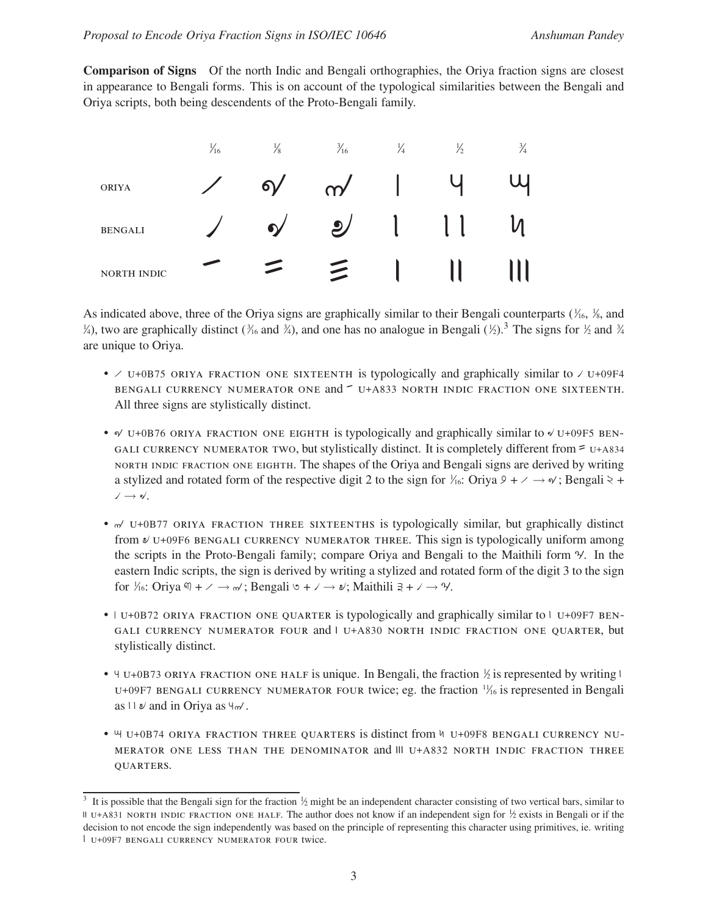**Comparison of Signs** Of the north Indic and Bengali orthographies, the Oriya fraction signs are closest in appearance to Bengali forms. This is on account of the typological similarities between the Bengali and Oriya scripts, both being descendents of the Proto-Bengali family.

| | 1⁄16 | 1⁄8 | 3⁄16 | 1⁄4 | 1⁄2 | 3⁄4 |
|---|---|---|---|---|---|---|
| ORIYA | ୵ | ୶ | ୷ | ୲ | ୳ | ୴ |
| BENGALI | ৴ | ৵ | ৶ | ৷ | ৷৷ | ৸ |
| NORTH INDIC | ꠳ | ꠴ | ꠵ | ꠰ | ꠱ | ꠲ |

As indicated above, three of the Oriya signs are graphically similar to their Bengali counterparts (1⁄16, 1⁄8, and 1⁄4), two are graphically distinct (3⁄16 and 3⁄4), and one has no analogue in Bengali (1⁄2).[3] The signs for 1⁄2 and 3⁄4 are unique to Oriya.

- ୵ U+0B75 ORIYA FRACTION ONE SIXTEENTH is typologically and graphically similar to ৴ U+09F4 BENGALI CURRENCY NUMERATOR ONE and ꠳ U+A833 NORTH INDIC FRACTION ONE SIXTEENTH. All three signs are stylistically distinct.
- ୶ U+0B76 ORIYA FRACTION ONE EIGHTH is typologically and graphically similar to ৵ U+09F5 BENGALI CURRENCY NUMERATOR TWO, but stylistically distinct. It is completely different from ꠴ U+A834 NORTH INDIC FRACTION ONE EIGHTH. The shapes of the Oriya and Bengali signs are derived by writing a stylized and rotated form of the respective digit 2 to the sign for 1⁄16: Oriya ୨ + ୵ → ୶; Bengali ২ + ৴ → ৵.
- ୷ U+0B77 ORIYA FRACTION THREE SIXTEENTHS is typologically similar, but graphically distinct from ৶ U+09F6 BENGALI CURRENCY NUMERATOR THREE. This sign is typologically uniform among the scripts in the Proto-Bengali family; compare Oriya and Bengali to the Maithili form. In the eastern Indic scripts, the sign is derived by writing a stylized and rotated form of the digit 3 to the sign for 1⁄16: Oriya ୩ + ୵ → ୷; Bengali ৩ + ৴ → ৶; Maithili ३ + ৴ → .
- ୲ U+0B72 ORIYA FRACTION ONE QUARTER is typologically and graphically similar to ৷ U+09F7 BENGALI CURRENCY NUMERATOR FOUR and ꠰ U+A830 NORTH INDIC FRACTION ONE QUARTER, but stylistically distinct.
- ୳ U+0B73 ORIYA FRACTION ONE HALF is unique. In Bengali, the fraction 1⁄2 is represented by writing ৷ U+09F7 BENGALI CURRENCY NUMERATOR FOUR twice; eg. the fraction 11⁄16 is represented in Bengali as ৷৷৶ and in Oriya as ୳୷.
- ୴ U+0B74 ORIYA FRACTION THREE QUARTERS is distinct from ৸ U+09F8 BENGALI CURRENCY NUMERATOR ONE LESS THAN THE DENOMINATOR and ꠲ U+A832 NORTH INDIC FRACTION THREE QUARTERS.

[3] It is possible that the Bengali sign for the fraction 1⁄2 might be an independent character consisting of two vertical bars, similar to ꠱ U+A831 NORTH INDIC FRACTION ONE HALF. The author does not know if an independent sign for 1⁄2 exists in Bengali or if the decision to not encode the sign independently was based on the principle of representing this character using primitives, ie. writing ৷ U+09F7 BENGALI CURRENCY NUMERATOR FOUR twice.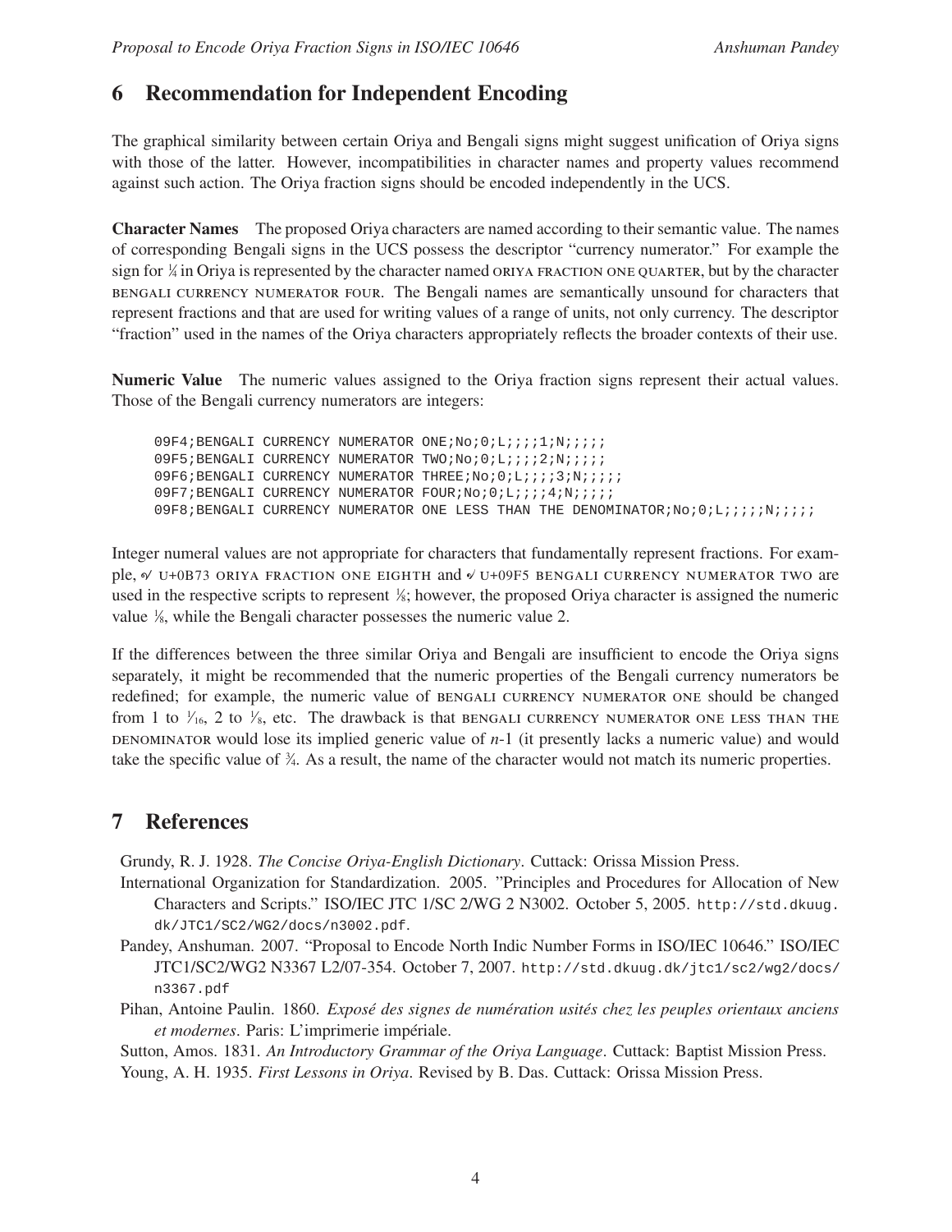## 6 Recommendation for Independent Encoding

The graphical similarity between certain Oriya and Bengali signs might suggest unification of Oriya signs with those of the latter. However, incompatibilities in character names and property values recommend against such action. The Oriya fraction signs should be encoded independently in the UCS.

**Character Names** The proposed Oriya characters are named according to their semantic value. The names of corresponding Bengali signs in the UCS possess the descriptor "currency numerator." For example the sign for ¼ in Oriya is represented by the character named ORIYA FRACTION ONE QUARTER, but by the character BENGALI CURRENCY NUMERATOR FOUR. The Bengali names are semantically unsound for characters that represent fractions and that are used for writing values of a range of units, not only currency. The descriptor "fraction" used in the names of the Oriya characters appropriately reflects the broader contexts of their use.

**Numeric Value** The numeric values assigned to the Oriya fraction signs represent their actual values. Those of the Bengali currency numerators are integers:

```
09F4;BENGALI CURRENCY NUMERATOR ONE;No;0;L;;;;1;N;;;;;
09F5;BENGALI CURRENCY NUMERATOR TWO;No;0;L;;;;2;N;;;;;
09F6;BENGALI CURRENCY NUMERATOR THREE;No;0;L;;;;3;N;;;;;
09F7;BENGALI CURRENCY NUMERATOR FOUR;No;0;L;;;;4;N;;;;;
09F8;BENGALI CURRENCY NUMERATOR ONE LESS THAN THE DENOMINATOR;No;0;L;;;;;N;;;;;
```

Integer numeral values are not appropriate for characters that fundamentally represent fractions. For example, ୳ U+0B73 ORIYA FRACTION ONE EIGHTH and ৵ U+09F5 BENGALI CURRENCY NUMERATOR TWO are used in the respective scripts to represent ⅛; however, the proposed Oriya character is assigned the numeric value ⅛, while the Bengali character possesses the numeric value 2.

If the differences between the three similar Oriya and Bengali are insufficient to encode the Oriya signs separately, it might be recommended that the numeric properties of the Bengali currency numerators be redefined; for example, the numeric value of BENGALI CURRENCY NUMERATOR ONE should be changed from 1 to ¹⁄₁₆, 2 to ⅛, etc. The drawback is that BENGALI CURRENCY NUMERATOR ONE LESS THAN THE DENOMINATOR would lose its implied generic value of $n$-1 (it presently lacks a numeric value) and would take the specific value of ¾. As a result, the name of the character would not match its numeric properties.

## 7 References

Grundy, R. J. 1928. *The Concise Oriya-English Dictionary*. Cuttack: Orissa Mission Press.

International Organization for Standardization. 2005. "Principles and Procedures for Allocation of New Characters and Scripts." ISO/IEC JTC 1/SC 2/WG 2 N3002. October 5, 2005. http://std.dkuug.dk/JTC1/SC2/WG2/docs/n3002.pdf.

Pandey, Anshuman. 2007. "Proposal to Encode North Indic Number Forms in ISO/IEC 10646." ISO/IEC JTC1/SC2/WG2 N3367 L2/07-354. October 7, 2007. http://std.dkuug.dk/jtc1/sc2/wg2/docs/n3367.pdf

Pihan, Antoine Paulin. 1860. *Exposé des signes de numération usités chez les peuples orientaux anciens et modernes*. Paris: L'imprimerie impériale.

Sutton, Amos. 1831. *An Introductory Grammar of the Oriya Language*. Cuttack: Baptist Mission Press.

Young, A. H. 1935. *First Lessons in Oriya*. Revised by B. Das. Cuttack: Orissa Mission Press.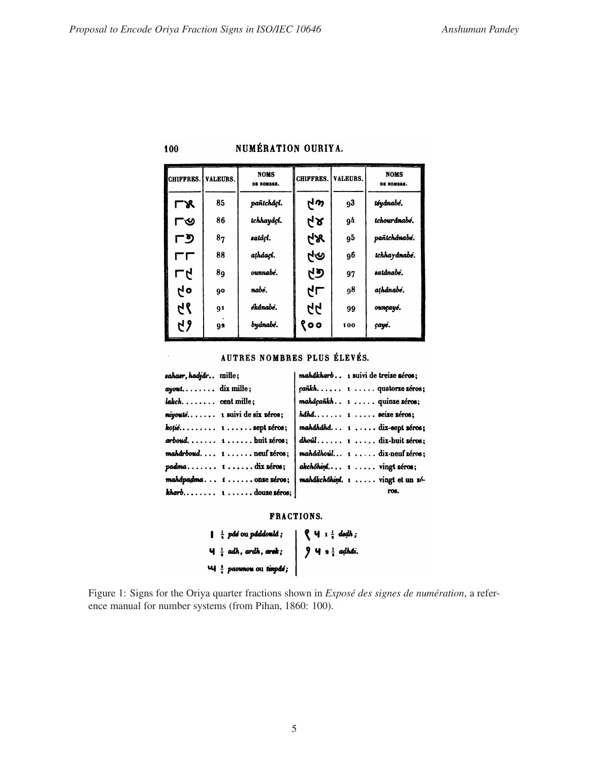100 NUMÉRATION OURIYA.

| CHIFFRES. | VALEURS. | NOMS DE NOMBRES. | CHIFFRES. | VALEURS. | NOMS DE NOMBRES. |
|---|---|---|---|---|---|
| ୮୫ | 85 | *pañtchâçí.* | ୯୩ | 93 | *téyánabé.* |
| ୮୬ | 86 | *tchhayâçí.* | ୯୪ | 94 | *tchourânabé.* |
| ୮୭ | 87 | *satâçí.* | ୯୫ | 95 | *pañtchânabé.* |
| ୮୮ | 88 | *aṭhâaçí.* | ୯୬ | 96 | *tchhayânabé.* |
| ୮୯ | 89 | *ounnabé.* | ୯୭ | 97 | *satânabé.* |
| ୯୦ | 90 | *nabé.* | ୯୮ | 98 | *aṭhânabé.* |
| ୯୧ | 91 | *ékânabé.* | ୯୯ | 99 | *ounçayé.* |
| ୯୨ | 92 | *byânabé.* | ୧୦୦ | 100 | *çayé.* |

AUTRES NOMBRES PLUS ÉLEVÉS.

*sahasr, hadjâr*.. mille;
*ayout*....... dix mille;
*lakch*....... cent mille;
*niyouté*...... 1 suivi de six zéros;
*koṭié*........ 1 ...... sept zéros;
*arboud*....... 1 ...... huit zéros;
*mahârboud*.... 1 ...... neuf zéros;
*padma*....... 1 ...... dix zéros;
*mahâpadma*... 1 ...... onze zéros;
*kharb*........ 1 ...... douze zéros;
*mahâkharb*.. 1 suivi de treize zéros;
*çañkh*...... 1 ..... quatorze zéros;
*mahâçañkh*.. 1 ..... quinze zéros;
*hâhâ*....... 1 ..... seize zéros;
*mahâhâhâ*... 1 ..... dix-sept zéros;
*dhoûl*...... 1 ..... dix-huit zéros;
*mahâdhoûl*... 1 ..... dix-neuf zéros;
*akchôhiṇí*.... 1 ..... vingt zéros;
*mahâkchôhiṇí*. 1 ..... vingt et un zéros.

FRACTIONS.

| $\frac{1}{4}$ *pâé* ou *pâddouâ*;
ଏ $\frac{1}{2}$ *adh, ardh, arek*;
ଏ| $\frac{3}{4}$ *paounou* ou *tinpâé*;
୧ ଏ 1 $\frac{1}{2}$ *deḍh*;
୨ ଏ 2 $\frac{1}{2}$ *aḍhâi.*

Figure 1: Signs for the Oriya quarter fractions shown in *Exposé des signes de numération*, a reference manual for number systems (from Pihan, 1860: 100).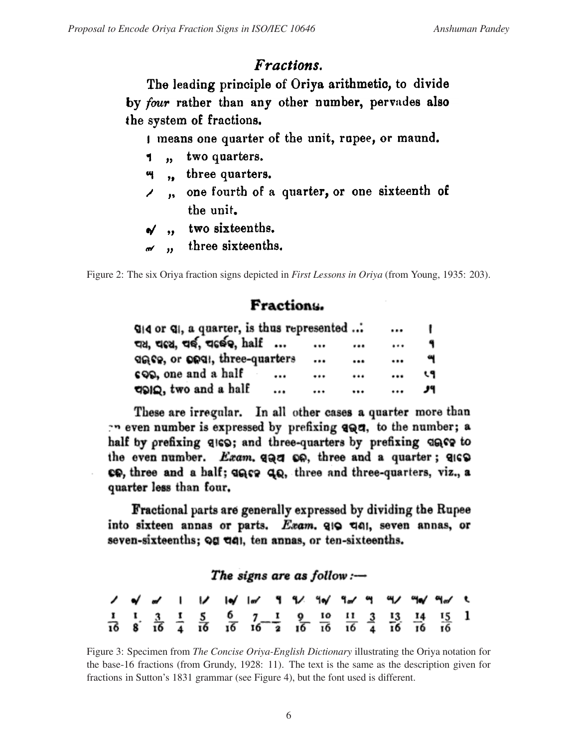## *Fractions.*

The leading principle of Oriya arithmetic, to divide by *four* rather than any other number, pervades also the system of fractions.

। means one quarter of the unit, rupee, or maund.

୨ ,, two quarters.

୩ ,, three quarters.

/ ,, one fourth of a quarter, or one sixteenth of the unit.

୬/ ,, two sixteenths.

୭/ ,, three sixteenths.

Figure 2: The six Oriya fraction signs depicted in *First Lessons in Oriya* (from Young, 1935: 203).

## Fractions.

| | |
|---|---|
| ପାଏ or ପା, a quarter, is thus represented ... ... | । |
| ଅଧ, ଅଧେ, ଅର୍ଦ୍ଧ, ଅର୍ଦ୍ଧେକ, half ... ... ... ... | ୨ |
| ପାଉଣେ, or ପାଉଣା, three-quarters ... ... ... | ୩ |
| ଦେଢ଼, one and a half ... ... ... ... | ୧୨ |
| ଅଢ଼ାଇ, two and a half ... ... ... ... | ୨୨ |

These are irregular. In all other cases a quarter more than an even number is expressed by prefixing ସଉଆ, to the number; a half by prefixing ସାଢ଼େ; and three-quarters by prefixing ପାଉଣେ to the even number. *Exam.* ସଉଆ ତିନି, three and a quarter; ସାଢ଼େ ତିନି, three and a half; ପାଉଣେ ଚାରି, three and three-quarters, viz., a quarter less than four.

Fractional parts are generally expressed by dividing the Rupee into sixteen annas or parts. *Exam.* ସାତ ଅଣା, seven annas, or seven-sixteenths; ଦଶ ଅଣା, ten annas, or ten-sixteenths.

*The signs are as follow:—*

| / | ୬/ | ୭/ | । | ।/ | ।୬/ | ।୭/ | ୨ | ୨/ | ୨୬/ | ୨୭/ | ୩ | ୩/ | ୩୬/ | ୩୭/ | ୧ |
|---|---|---|---|---|---|---|---|---|---|---|---|---|---|---|---|
| $\frac{1}{16}$ | $\frac{1}{8}$ | $\frac{3}{16}$ | $\frac{1}{4}$ | $\frac{5}{16}$ | $\frac{6}{16}$ | $\frac{7}{16}$ | $\frac{1}{2}$ | $\frac{9}{16}$ | $\frac{10}{16}$ | $\frac{11}{16}$ | $\frac{3}{4}$ | $\frac{13}{16}$ | $\frac{14}{16}$ | $\frac{15}{16}$ | 1 |

Figure 3: Specimen from *The Concise Oriya-English Dictionary* illustrating the Oriya notation for the base-16 fractions (from Grundy, 1928: 11). The text is the same as the description given for fractions in Sutton's 1831 grammar (see Figure 4), but the font used is different.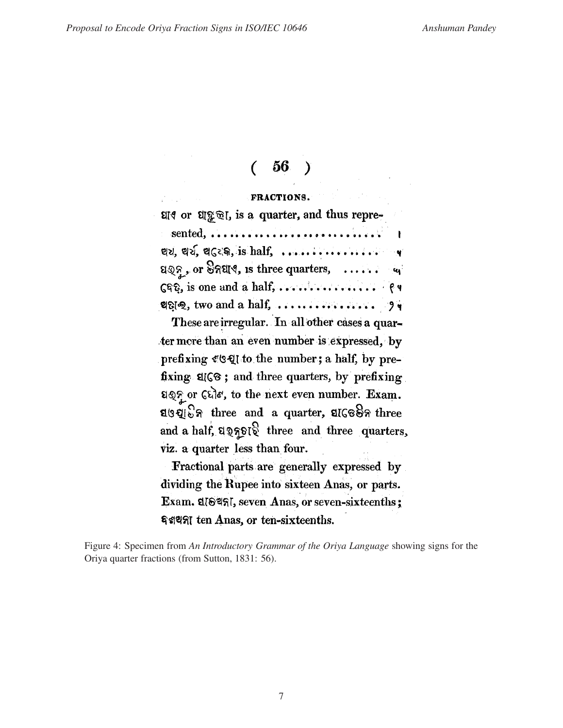( 56 )

FRACTIONS.

ପାଏ or ପାହୁଲା, is a quarter, and thus represented, .......................... ।

ଅଧ, ଅର୍ଦ୍ଧ, ଅଢେଇ, is half, .............. ৸

ପଉଣ, or ତିନିପାଏ, is three quarters, ...... ৶

ଦେଢ଼, is one and a half, ............... ୧৸

ଅଢ଼ାଇ, two and a half, ............... ୨৸

These are irregular. In all other cases a quarter more than an even number is expressed, by prefixing ସଓୟା to the number; a half, by prefixing ସାଢେ; and three quarters, by prefixing ପଉଣ or ପୌଣ, to the next even number. Exam. ସଓୟାତିନି three and a quarter, ସାଢେତିନି three and a half, ପଉଣଚାରି three and three quarters, viz. a quarter less than four.

Fractional parts are generally expressed by dividing the Rupee into sixteen Anas, or parts. Exam. ସାତଅଣା, seven Anas, or seven-sixteenths; ଦଶଅଣା ten Anas, or ten-sixteenths.

Figure 4: Specimen from *An Introductory Grammar of the Oriya Language* showing signs for the Oriya quarter fractions (from Sutton, 1831: 56).